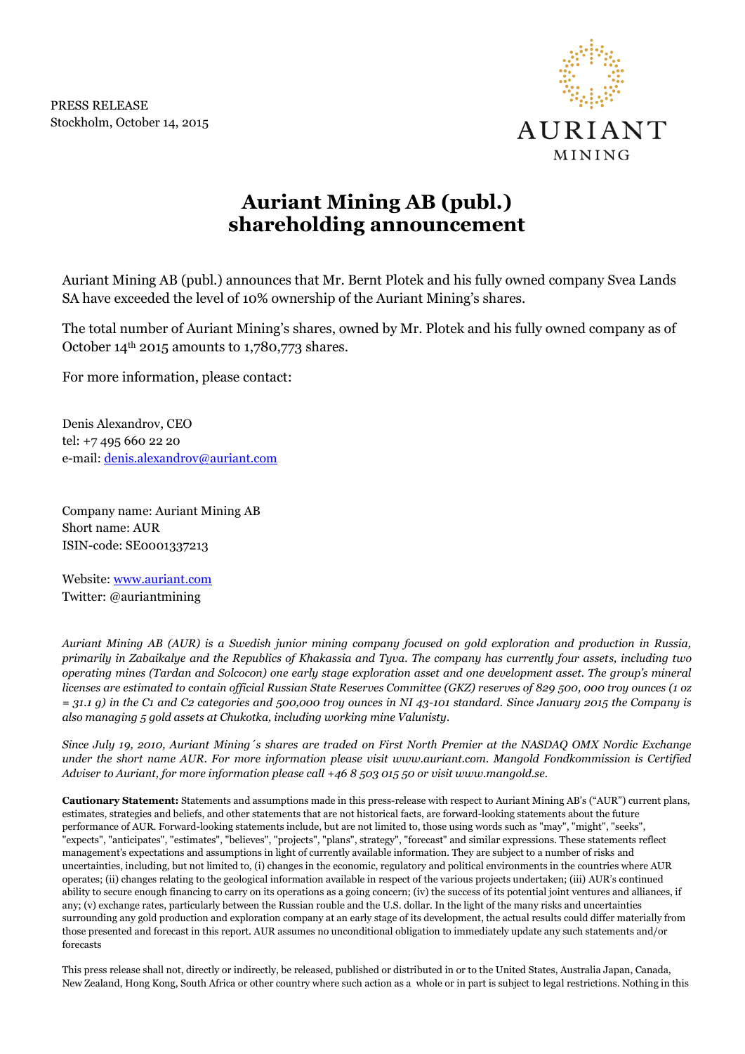PRESS RELEASE
Stockholm, October 14, 2015

# Auriant Mining AB (publ.) shareholding announcement

Auriant Mining AB (publ.) announces that Mr. Bernt Plotek and his fully owned company Svea Lands SA have exceeded the level of 10% ownership of the Auriant Mining's shares.

The total number of Auriant Mining's shares, owned by Mr. Plotek and his fully owned company as of October 14th 2015 amounts to 1,780,773 shares.

For more information, please contact:

Denis Alexandrov, CEO
tel: +7 495 660 22 20
e-mail: [denis.alexandrov@auriant.com](mailto:denis.alexandrov@auriant.com)

Company name: Auriant Mining AB
Short name: AUR
ISIN-code: SE0001337213

Website: [www.auriant.com](http://www.auriant.com)
Twitter: @auriantmining

*Auriant Mining AB (AUR) is a Swedish junior mining company focused on gold exploration and production in Russia, primarily in Zabaikalye and the Republics of Khakassia and Tyva. The company has currently four assets, including two operating mines (Tardan and Solcocon) one early stage exploration asset and one development asset. The group's mineral licenses are estimated to contain official Russian State Reserves Committee (GKZ) reserves of 829 500, 000 troy ounces (1 oz = 31.1 g) in the C1 and C2 categories and 500,000 troy ounces in NI 43-101 standard. Since January 2015 the Company is also managing 5 gold assets at Chukotka, including working mine Valunisty.*

*Since July 19, 2010, Auriant Mining´s shares are traded on First North Premier at the NASDAQ OMX Nordic Exchange under the short name AUR. For more information please visit www.auriant.com. Mangold Fondkommission is Certified Adviser to Auriant, for more information please call +46 8 503 015 50 or visit www.mangold.se.*

**Cautionary Statement:** Statements and assumptions made in this press-release with respect to Auriant Mining AB's ("AUR") current plans, estimates, strategies and beliefs, and other statements that are not historical facts, are forward-looking statements about the future performance of AUR. Forward-looking statements include, but are not limited to, those using words such as "may", "might", "seeks", "expects", "anticipates", "estimates", "believes", "projects", "plans", strategy", "forecast" and similar expressions. These statements reflect management's expectations and assumptions in light of currently available information. They are subject to a number of risks and uncertainties, including, but not limited to, (i) changes in the economic, regulatory and political environments in the countries where AUR operates; (ii) changes relating to the geological information available in respect of the various projects undertaken; (iii) AUR's continued ability to secure enough financing to carry on its operations as a going concern; (iv) the success of its potential joint ventures and alliances, if any; (v) exchange rates, particularly between the Russian rouble and the U.S. dollar. In the light of the many risks and uncertainties surrounding any gold production and exploration company at an early stage of its development, the actual results could differ materially from those presented and forecast in this report. AUR assumes no unconditional obligation to immediately update any such statements and/or forecasts

This press release shall not, directly or indirectly, be released, published or distributed in or to the United States, Australia Japan, Canada, New Zealand, Hong Kong, South Africa or other country where such action as a whole or in part is subject to legal restrictions. Nothing in this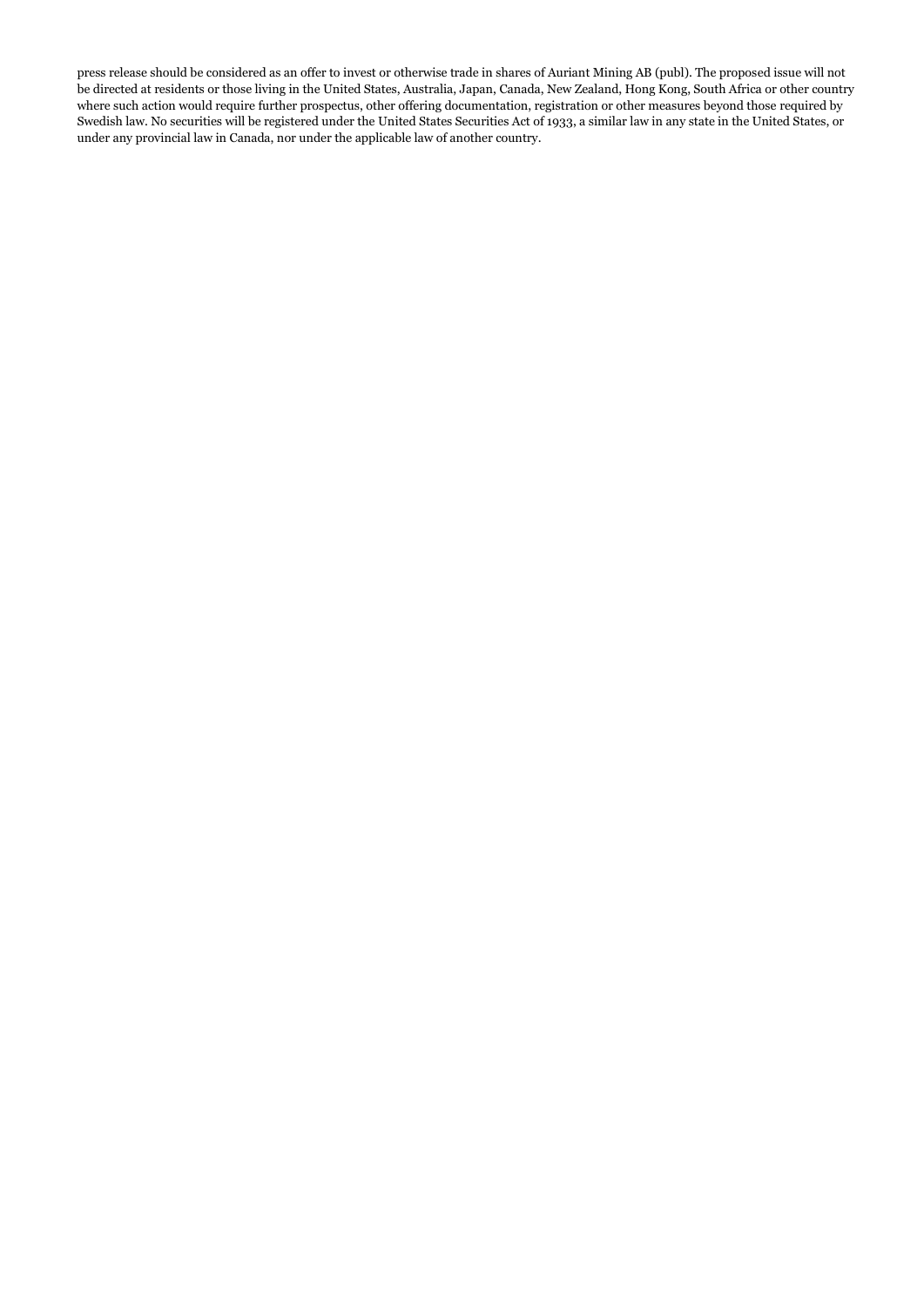press release should be considered as an offer to invest or otherwise trade in shares of Auriant Mining AB (publ). The proposed issue will not be directed at residents or those living in the United States, Australia, Japan, Canada, New Zealand, Hong Kong, South Africa or other country where such action would require further prospectus, other offering documentation, registration or other measures beyond those required by Swedish law. No securities will be registered under the United States Securities Act of 1933, a similar law in any state in the United States, or under any provincial law in Canada, nor under the applicable law of another country.